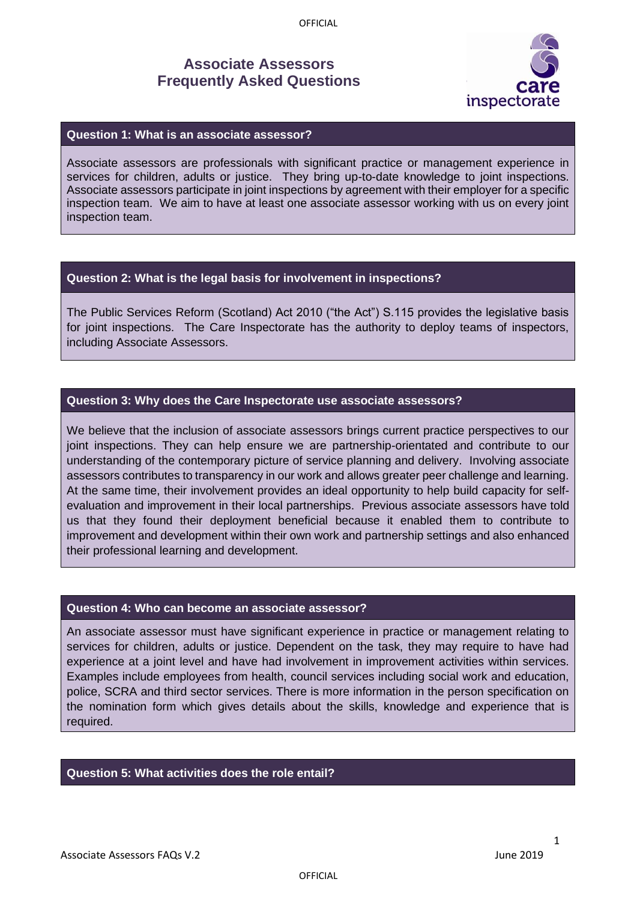# Associate Assessors Frequently Asked Questions

### Question 1: What is an associate assessor?

Associate assessors are professionals with significant practice or management experience in services for children, adults or justice. They bring up-to-date knowledge to joint inspections. Associate assessors participate in joint inspections by agreement with their employer for a specific inspection team. We aim to have at least one associate assessor working with us on every joint inspection team.

### Question 2: What is the legal basis for involvement in inspections?

The Public Services Reform (Scotland) Act 2010 ("the Act") S.115 provides the legislative basis for joint inspections. The Care Inspectorate has the authority to deploy teams of inspectors, including Associate Assessors.

### Question 3: Why does the Care Inspectorate use associate assessors?

We believe that the inclusion of associate assessors brings current practice perspectives to our joint inspections. They can help ensure we are partnership-orientated and contribute to our understanding of the contemporary picture of service planning and delivery. Involving associate assessors contributes to transparency in our work and allows greater peer challenge and learning. At the same time, their involvement provides an ideal opportunity to help build capacity for self-evaluation and improvement in their local partnerships. Previous associate assessors have told us that they found their deployment beneficial because it enabled them to contribute to improvement and development within their own work and partnership settings and also enhanced their professional learning and development.

### Question 4: Who can become an associate assessor?

An associate assessor must have significant experience in practice or management relating to services for children, adults or justice. Dependent on the task, they may require to have had experience at a joint level and have had involvement in improvement activities within services. Examples include employees from health, council services including social work and education, police, SCRA and third sector services. There is more information in the person specification on the nomination form which gives details about the skills, knowledge and experience that is required.

### Question 5: What activities does the role entail?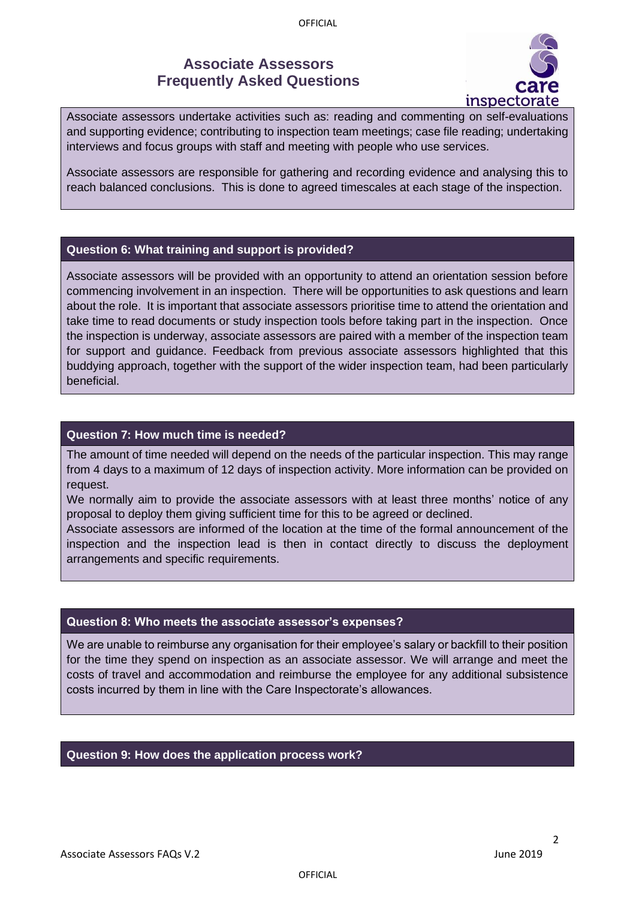Associate assessors undertake activities such as: reading and commenting on self-evaluations and supporting evidence; contributing to inspection team meetings; case file reading; undertaking interviews and focus groups with staff and meeting with people who use services.

Associate assessors are responsible for gathering and recording evidence and analysing this to reach balanced conclusions. This is done to agreed timescales at each stage of the inspection.

### Question 6: What training and support is provided?

Associate assessors will be provided with an opportunity to attend an orientation session before commencing involvement in an inspection. There will be opportunities to ask questions and learn about the role. It is important that associate assessors prioritise time to attend the orientation and take time to read documents or study inspection tools before taking part in the inspection. Once the inspection is underway, associate assessors are paired with a member of the inspection team for support and guidance. Feedback from previous associate assessors highlighted that this buddying approach, together with the support of the wider inspection team, had been particularly beneficial.

### Question 7: How much time is needed?

The amount of time needed will depend on the needs of the particular inspection. This may range from 4 days to a maximum of 12 days of inspection activity. More information can be provided on request.

We normally aim to provide the associate assessors with at least three months' notice of any proposal to deploy them giving sufficient time for this to be agreed or declined.

Associate assessors are informed of the location at the time of the formal announcement of the inspection and the inspection lead is then in contact directly to discuss the deployment arrangements and specific requirements.

### Question 8: Who meets the associate assessor's expenses?

We are unable to reimburse any organisation for their employee's salary or backfill to their position for the time they spend on inspection as an associate assessor. We will arrange and meet the costs of travel and accommodation and reimburse the employee for any additional subsistence costs incurred by them in line with the Care Inspectorate's allowances.

### Question 9: How does the application process work?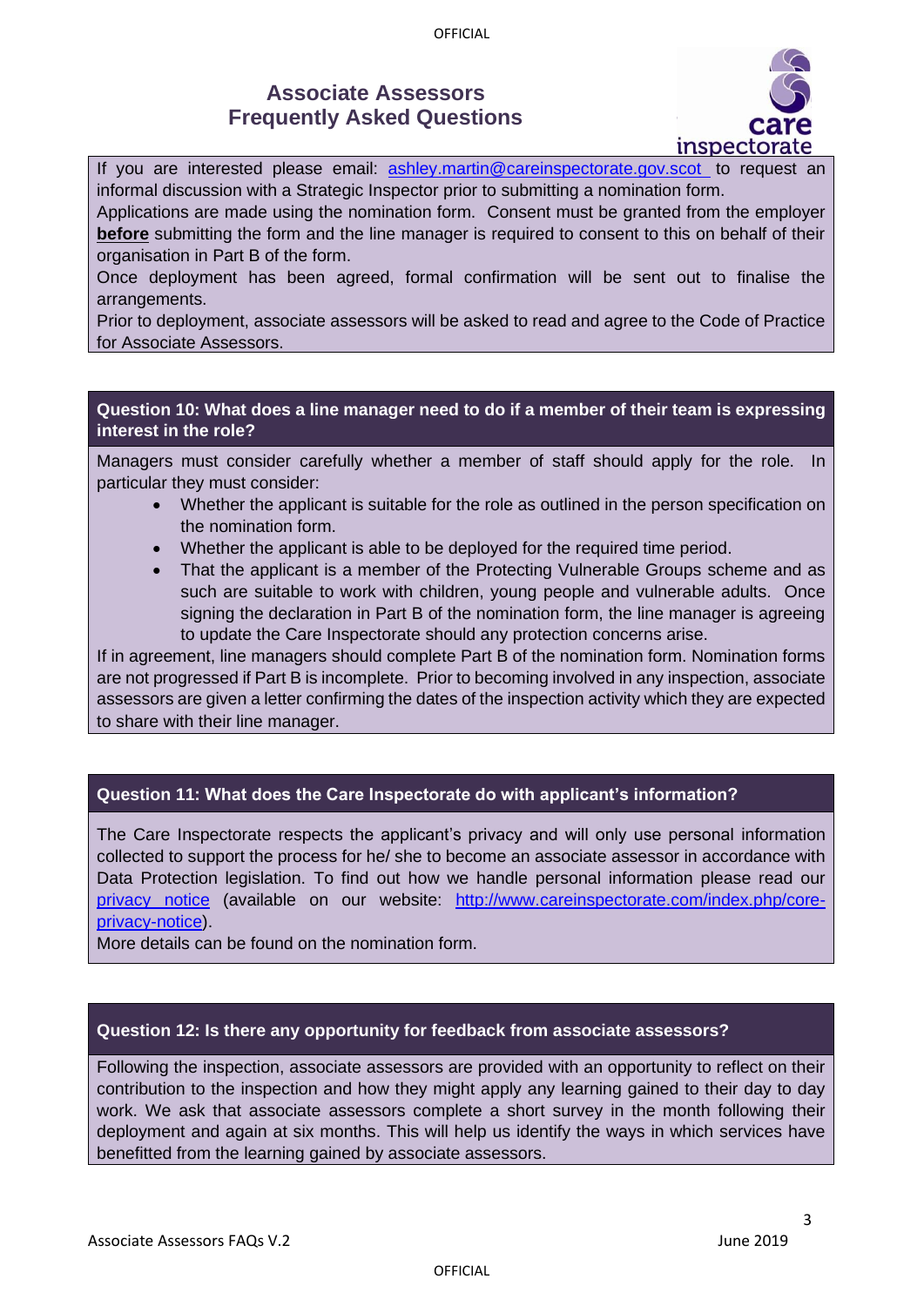# Associate Assessors Frequently Asked Questions

If you are interested please email: [ashley.martin@careinspectorate.gov.scot](mailto:ashley.martin@careinspectorate.gov.scot) to request an informal discussion with a Strategic Inspector prior to submitting a nomination form.

Applications are made using the nomination form. Consent must be granted from the employer **before** submitting the form and the line manager is required to consent to this on behalf of their organisation in Part B of the form.

Once deployment has been agreed, formal confirmation will be sent out to finalise the arrangements.

Prior to deployment, associate assessors will be asked to read and agree to the Code of Practice for Associate Assessors.

## Question 10: What does a line manager need to do if a member of their team is expressing interest in the role?

Managers must consider carefully whether a member of staff should apply for the role. In particular they must consider:

- Whether the applicant is suitable for the role as outlined in the person specification on the nomination form.
- Whether the applicant is able to be deployed for the required time period.
- That the applicant is a member of the Protecting Vulnerable Groups scheme and as such are suitable to work with children, young people and vulnerable adults. Once signing the declaration in Part B of the nomination form, the line manager is agreeing to update the Care Inspectorate should any protection concerns arise.

If in agreement, line managers should complete Part B of the nomination form. Nomination forms are not progressed if Part B is incomplete. Prior to becoming involved in any inspection, associate assessors are given a letter confirming the dates of the inspection activity which they are expected to share with their line manager.

## Question 11: What does the Care Inspectorate do with applicant's information?

The Care Inspectorate respects the applicant's privacy and will only use personal information collected to support the process for he/ she to become an associate assessor in accordance with Data Protection legislation. To find out how we handle personal information please read our privacy notice (available on our website: [http://www.careinspectorate.com/index.php/core-privacy-notice](http://www.careinspectorate.com/index.php/core-privacy-notice)).

More details can be found on the nomination form.

## Question 12: Is there any opportunity for feedback from associate assessors?

Following the inspection, associate assessors are provided with an opportunity to reflect on their contribution to the inspection and how they might apply any learning gained to their day to day work. We ask that associate assessors complete a short survey in the month following their deployment and again at six months. This will help us identify the ways in which services have benefitted from the learning gained by associate assessors.